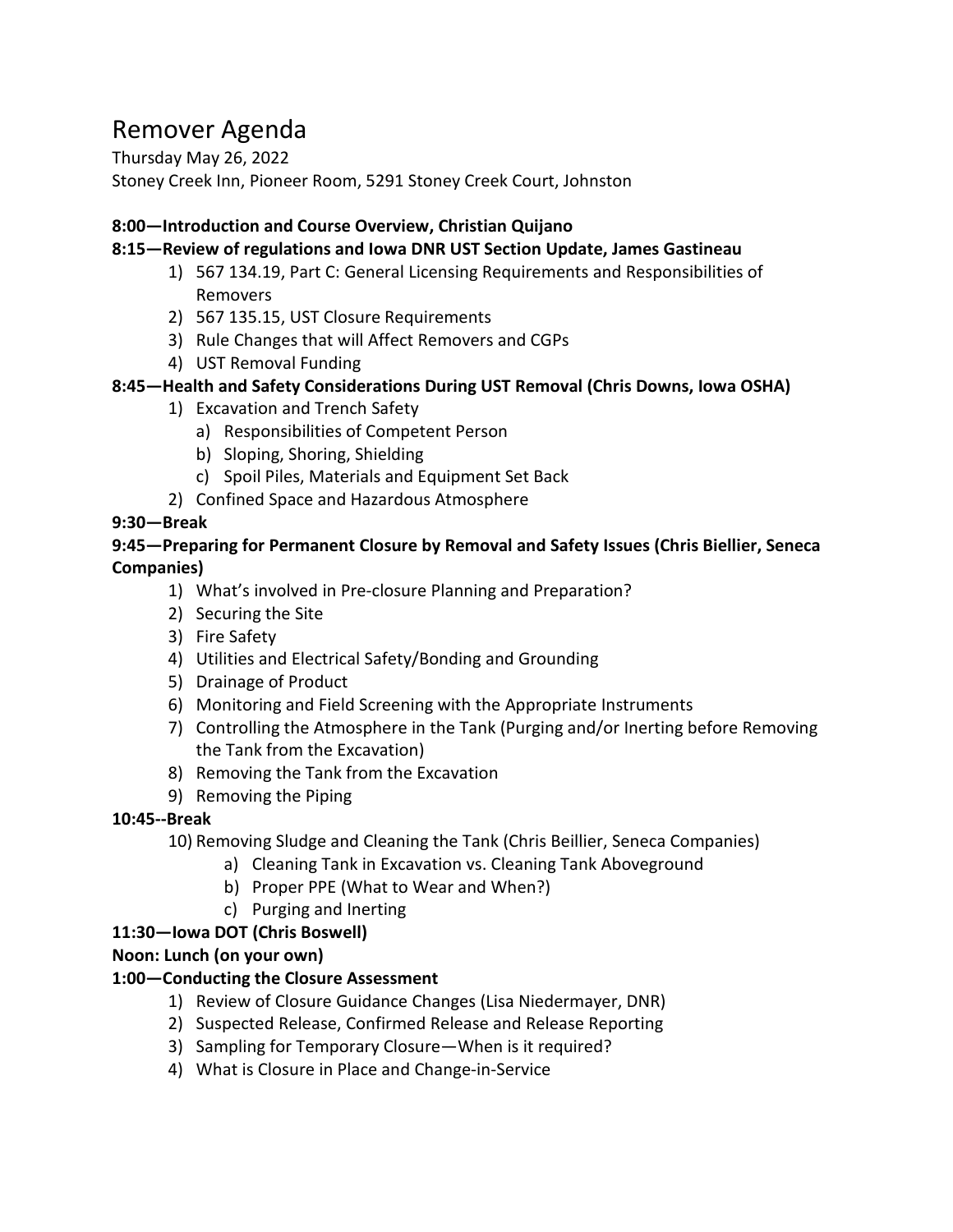# Remover Agenda

Thursday May 26, 2022

Stoney Creek Inn, Pioneer Room, 5291 Stoney Creek Court, Johnston

**8:00—Introduction and Course Overview, Christian Quijano**

**8:15—Review of regulations and Iowa DNR UST Section Update, James Gastineau**

1) 567 134.19, Part C: General Licensing Requirements and Responsibilities of Removers
2) 567 135.15, UST Closure Requirements
3) Rule Changes that will Affect Removers and CGPs
4) UST Removal Funding

**8:45—Health and Safety Considerations During UST Removal (Chris Downs, Iowa OSHA)**

1) Excavation and Trench Safety
   a) Responsibilities of Competent Person
   b) Sloping, Shoring, Shielding
   c) Spoil Piles, Materials and Equipment Set Back
2) Confined Space and Hazardous Atmosphere

**9:30—Break**

**9:45—Preparing for Permanent Closure by Removal and Safety Issues (Chris Biellier, Seneca Companies)**

1) What's involved in Pre-closure Planning and Preparation?
2) Securing the Site
3) Fire Safety
4) Utilities and Electrical Safety/Bonding and Grounding
5) Drainage of Product
6) Monitoring and Field Screening with the Appropriate Instruments
7) Controlling the Atmosphere in the Tank (Purging and/or Inerting before Removing the Tank from the Excavation)
8) Removing the Tank from the Excavation
9) Removing the Piping

**10:45--Break**

10) Removing Sludge and Cleaning the Tank (Chris Beillier, Seneca Companies)
    a) Cleaning Tank in Excavation vs. Cleaning Tank Aboveground
    b) Proper PPE (What to Wear and When?)
    c) Purging and Inerting

**11:30—Iowa DOT (Chris Boswell)**

**Noon: Lunch (on your own)**

**1:00—Conducting the Closure Assessment**

1) Review of Closure Guidance Changes (Lisa Niedermayer, DNR)
2) Suspected Release, Confirmed Release and Release Reporting
3) Sampling for Temporary Closure—When is it required?
4) What is Closure in Place and Change-in-Service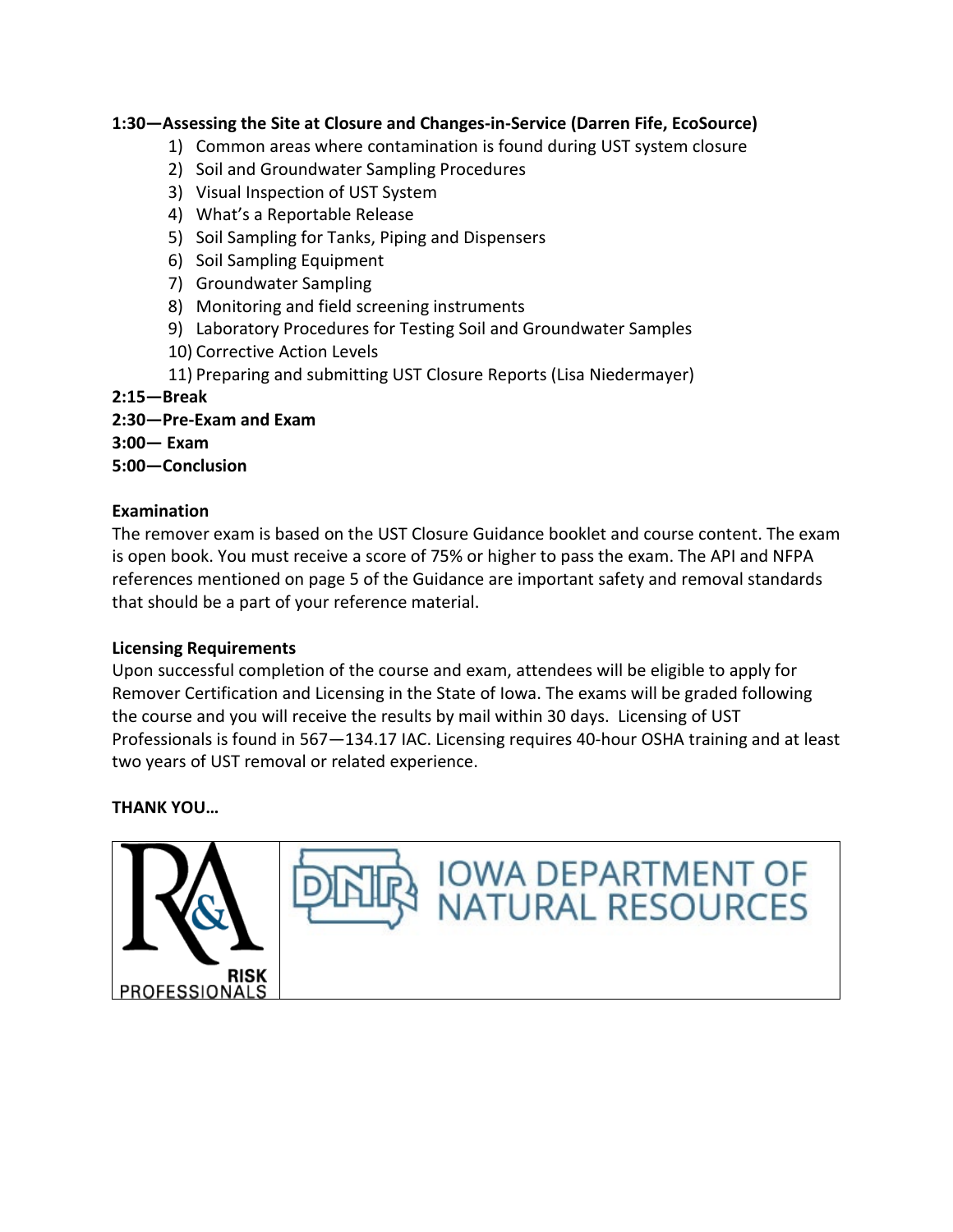**1:30—Assessing the Site at Closure and Changes-in-Service (Darren Fife, EcoSource)**

1) Common areas where contamination is found during UST system closure
2) Soil and Groundwater Sampling Procedures
3) Visual Inspection of UST System
4) What's a Reportable Release
5) Soil Sampling for Tanks, Piping and Dispensers
6) Soil Sampling Equipment
7) Groundwater Sampling
8) Monitoring and field screening instruments
9) Laboratory Procedures for Testing Soil and Groundwater Samples
10) Corrective Action Levels
11) Preparing and submitting UST Closure Reports (Lisa Niedermayer)

**2:15—Break**
**2:30—Pre-Exam and Exam**
**3:00— Exam**
**5:00—Conclusion**

**Examination**

The remover exam is based on the UST Closure Guidance booklet and course content. The exam is open book. You must receive a score of 75% or higher to pass the exam. The API and NFPA references mentioned on page 5 of the Guidance are important safety and removal standards that should be a part of your reference material.

**Licensing Requirements**

Upon successful completion of the course and exam, attendees will be eligible to apply for Remover Certification and Licensing in the State of Iowa. The exams will be graded following the course and you will receive the results by mail within 30 days. Licensing of UST Professionals is found in 567—134.17 IAC. Licensing requires 40-hour OSHA training and at least two years of UST removal or related experience.

**THANK YOU…**

R&A RISK PROFESSIONALS

IOWA DEPARTMENT OF NATURAL RESOURCES